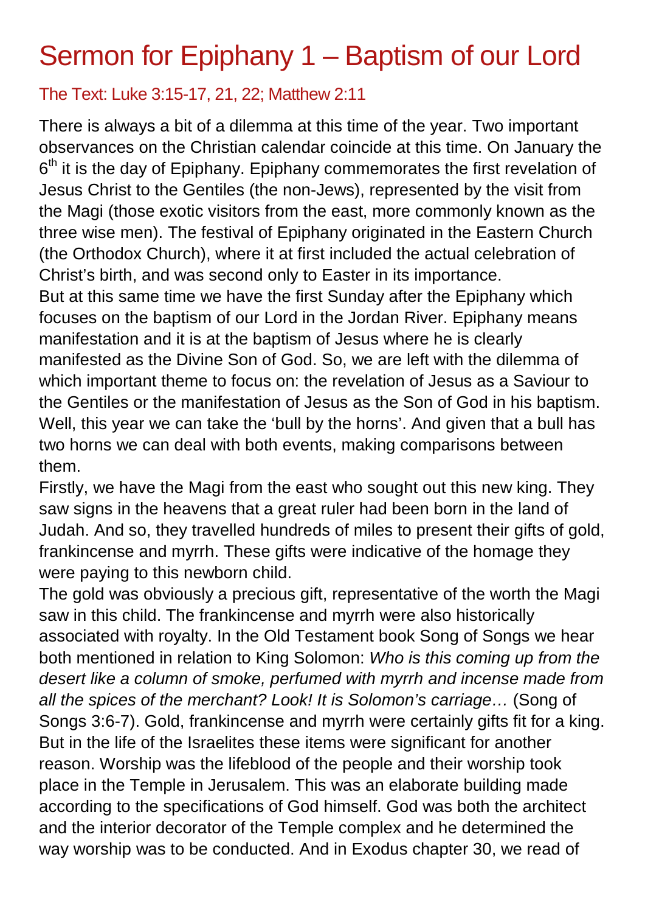# Sermon for Epiphany 1 – Baptism of our Lord

## The Text: Luke 3:15-17, 21, 22; Matthew 2:11

There is always a bit of a dilemma at this time of the year. Two important observances on the Christian calendar coincide at this time. On January the 6th it is the day of Epiphany. Epiphany commemorates the first revelation of Jesus Christ to the Gentiles (the non-Jews), represented by the visit from the Magi (those exotic visitors from the east, more commonly known as the three wise men). The festival of Epiphany originated in the Eastern Church (the Orthodox Church), where it at first included the actual celebration of Christ's birth, and was second only to Easter in its importance.

But at this same time we have the first Sunday after the Epiphany which focuses on the baptism of our Lord in the Jordan River. Epiphany means manifestation and it is at the baptism of Jesus where he is clearly manifested as the Divine Son of God. So, we are left with the dilemma of which important theme to focus on: the revelation of Jesus as a Saviour to the Gentiles or the manifestation of Jesus as the Son of God in his baptism. Well, this year we can take the 'bull by the horns'. And given that a bull has two horns we can deal with both events, making comparisons between them.

Firstly, we have the Magi from the east who sought out this new king. They saw signs in the heavens that a great ruler had been born in the land of Judah. And so, they travelled hundreds of miles to present their gifts of gold, frankincense and myrrh. These gifts were indicative of the homage they were paying to this newborn child.

The gold was obviously a precious gift, representative of the worth the Magi saw in this child. The frankincense and myrrh were also historically associated with royalty. In the Old Testament book Song of Songs we hear both mentioned in relation to King Solomon: *Who is this coming up from the desert like a column of smoke, perfumed with myrrh and incense made from all the spices of the merchant? Look! It is Solomon's carriage…* (Song of Songs 3:6-7). Gold, frankincense and myrrh were certainly gifts fit for a king. But in the life of the Israelites these items were significant for another reason. Worship was the lifeblood of the people and their worship took place in the Temple in Jerusalem. This was an elaborate building made according to the specifications of God himself. God was both the architect and the interior decorator of the Temple complex and he determined the way worship was to be conducted. And in Exodus chapter 30, we read of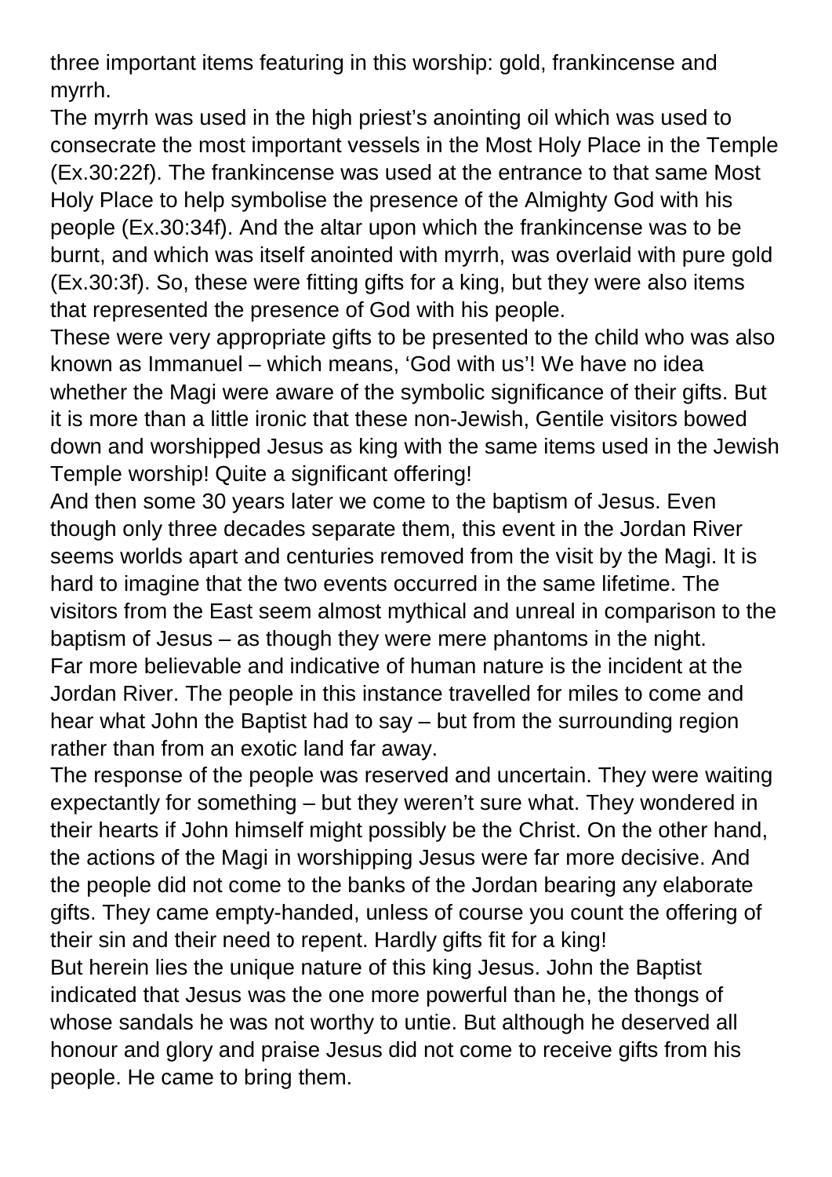three important items featuring in this worship: gold, frankincense and myrrh.

The myrrh was used in the high priest's anointing oil which was used to consecrate the most important vessels in the Most Holy Place in the Temple (Ex.30:22f). The frankincense was used at the entrance to that same Most Holy Place to help symbolise the presence of the Almighty God with his people (Ex.30:34f). And the altar upon which the frankincense was to be burnt, and which was itself anointed with myrrh, was overlaid with pure gold (Ex.30:3f). So, these were fitting gifts for a king, but they were also items that represented the presence of God with his people.

These were very appropriate gifts to be presented to the child who was also known as Immanuel – which means, 'God with us'! We have no idea whether the Magi were aware of the symbolic significance of their gifts. But it is more than a little ironic that these non-Jewish, Gentile visitors bowed down and worshipped Jesus as king with the same items used in the Jewish Temple worship! Quite a significant offering!

And then some 30 years later we come to the baptism of Jesus. Even though only three decades separate them, this event in the Jordan River seems worlds apart and centuries removed from the visit by the Magi. It is hard to imagine that the two events occurred in the same lifetime. The visitors from the East seem almost mythical and unreal in comparison to the baptism of Jesus – as though they were mere phantoms in the night.

Far more believable and indicative of human nature is the incident at the Jordan River. The people in this instance travelled for miles to come and hear what John the Baptist had to say – but from the surrounding region rather than from an exotic land far away.

The response of the people was reserved and uncertain. They were waiting expectantly for something – but they weren't sure what. They wondered in their hearts if John himself might possibly be the Christ. On the other hand, the actions of the Magi in worshipping Jesus were far more decisive. And the people did not come to the banks of the Jordan bearing any elaborate gifts. They came empty-handed, unless of course you count the offering of their sin and their need to repent. Hardly gifts fit for a king!

But herein lies the unique nature of this king Jesus. John the Baptist indicated that Jesus was the one more powerful than he, the thongs of whose sandals he was not worthy to untie. But although he deserved all honour and glory and praise Jesus did not come to receive gifts from his people. He came to bring them.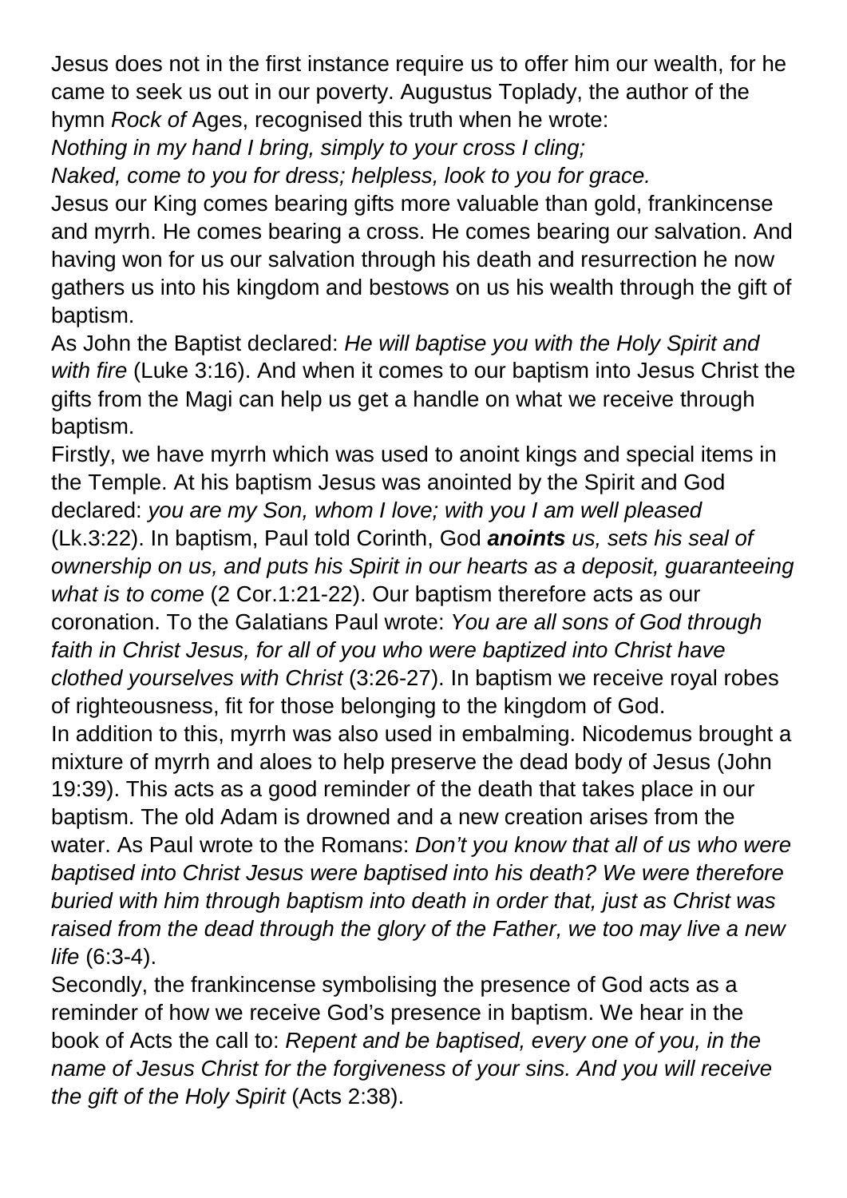Jesus does not in the first instance require us to offer him our wealth, for he came to seek us out in our poverty. Augustus Toplady, the author of the hymn *Rock of* Ages, recognised this truth when he wrote:

*Nothing in my hand I bring, simply to your cross I cling;*
*Naked, come to you for dress; helpless, look to you for grace.*

Jesus our King comes bearing gifts more valuable than gold, frankincense and myrrh. He comes bearing a cross. He comes bearing our salvation. And having won for us our salvation through his death and resurrection he now gathers us into his kingdom and bestows on us his wealth through the gift of baptism.

As John the Baptist declared: *He will baptise you with the Holy Spirit and with fire* (Luke 3:16). And when it comes to our baptism into Jesus Christ the gifts from the Magi can help us get a handle on what we receive through baptism.

Firstly, we have myrrh which was used to anoint kings and special items in the Temple. At his baptism Jesus was anointed by the Spirit and God declared: *you are my Son, whom I love; with you I am well pleased* (Lk.3:22). In baptism, Paul told Corinth, God ***anoints*** *us, sets his seal of ownership on us, and puts his Spirit in our hearts as a deposit, guaranteeing what is to come* (2 Cor.1:21-22). Our baptism therefore acts as our coronation. To the Galatians Paul wrote: *You are all sons of God through faith in Christ Jesus, for all of you who were baptized into Christ have clothed yourselves with Christ* (3:26-27). In baptism we receive royal robes of righteousness, fit for those belonging to the kingdom of God.

In addition to this, myrrh was also used in embalming. Nicodemus brought a mixture of myrrh and aloes to help preserve the dead body of Jesus (John 19:39). This acts as a good reminder of the death that takes place in our baptism. The old Adam is drowned and a new creation arises from the water. As Paul wrote to the Romans: *Don't you know that all of us who were baptised into Christ Jesus were baptised into his death? We were therefore buried with him through baptism into death in order that, just as Christ was raised from the dead through the glory of the Father, we too may live a new life* (6:3-4).

Secondly, the frankincense symbolising the presence of God acts as a reminder of how we receive God's presence in baptism. We hear in the book of Acts the call to: *Repent and be baptised, every one of you, in the name of Jesus Christ for the forgiveness of your sins. And you will receive the gift of the Holy Spirit* (Acts 2:38).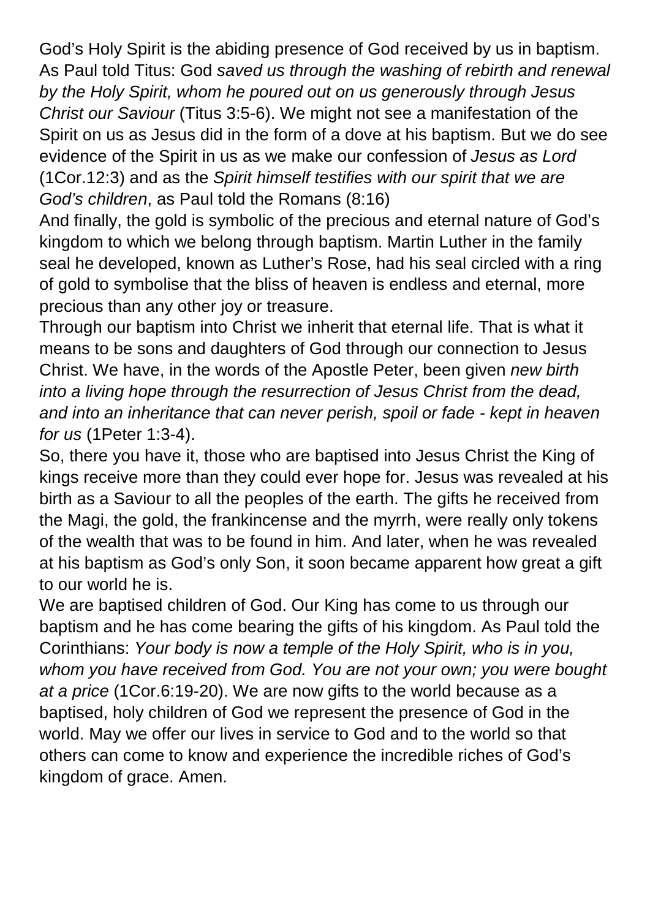God's Holy Spirit is the abiding presence of God received by us in baptism. As Paul told Titus: God *saved us through the washing of rebirth and renewal by the Holy Spirit, whom he poured out on us generously through Jesus Christ our Saviour* (Titus 3:5-6). We might not see a manifestation of the Spirit on us as Jesus did in the form of a dove at his baptism. But we do see evidence of the Spirit in us as we make our confession of *Jesus as Lord* (1Cor.12:3) and as the *Spirit himself testifies with our spirit that we are God's children*, as Paul told the Romans (8:16)

And finally, the gold is symbolic of the precious and eternal nature of God's kingdom to which we belong through baptism. Martin Luther in the family seal he developed, known as Luther's Rose, had his seal circled with a ring of gold to symbolise that the bliss of heaven is endless and eternal, more precious than any other joy or treasure.

Through our baptism into Christ we inherit that eternal life. That is what it means to be sons and daughters of God through our connection to Jesus Christ. We have, in the words of the Apostle Peter, been given *new birth into a living hope through the resurrection of Jesus Christ from the dead, and into an inheritance that can never perish, spoil or fade - kept in heaven for us* (1Peter 1:3-4).

So, there you have it, those who are baptised into Jesus Christ the King of kings receive more than they could ever hope for. Jesus was revealed at his birth as a Saviour to all the peoples of the earth. The gifts he received from the Magi, the gold, the frankincense and the myrrh, were really only tokens of the wealth that was to be found in him. And later, when he was revealed at his baptism as God's only Son, it soon became apparent how great a gift to our world he is.

We are baptised children of God. Our King has come to us through our baptism and he has come bearing the gifts of his kingdom. As Paul told the Corinthians: *Your body is now a temple of the Holy Spirit, who is in you, whom you have received from God. You are not your own; you were bought at a price* (1Cor.6:19-20). We are now gifts to the world because as a baptised, holy children of God we represent the presence of God in the world. May we offer our lives in service to God and to the world so that others can come to know and experience the incredible riches of God's kingdom of grace. Amen.